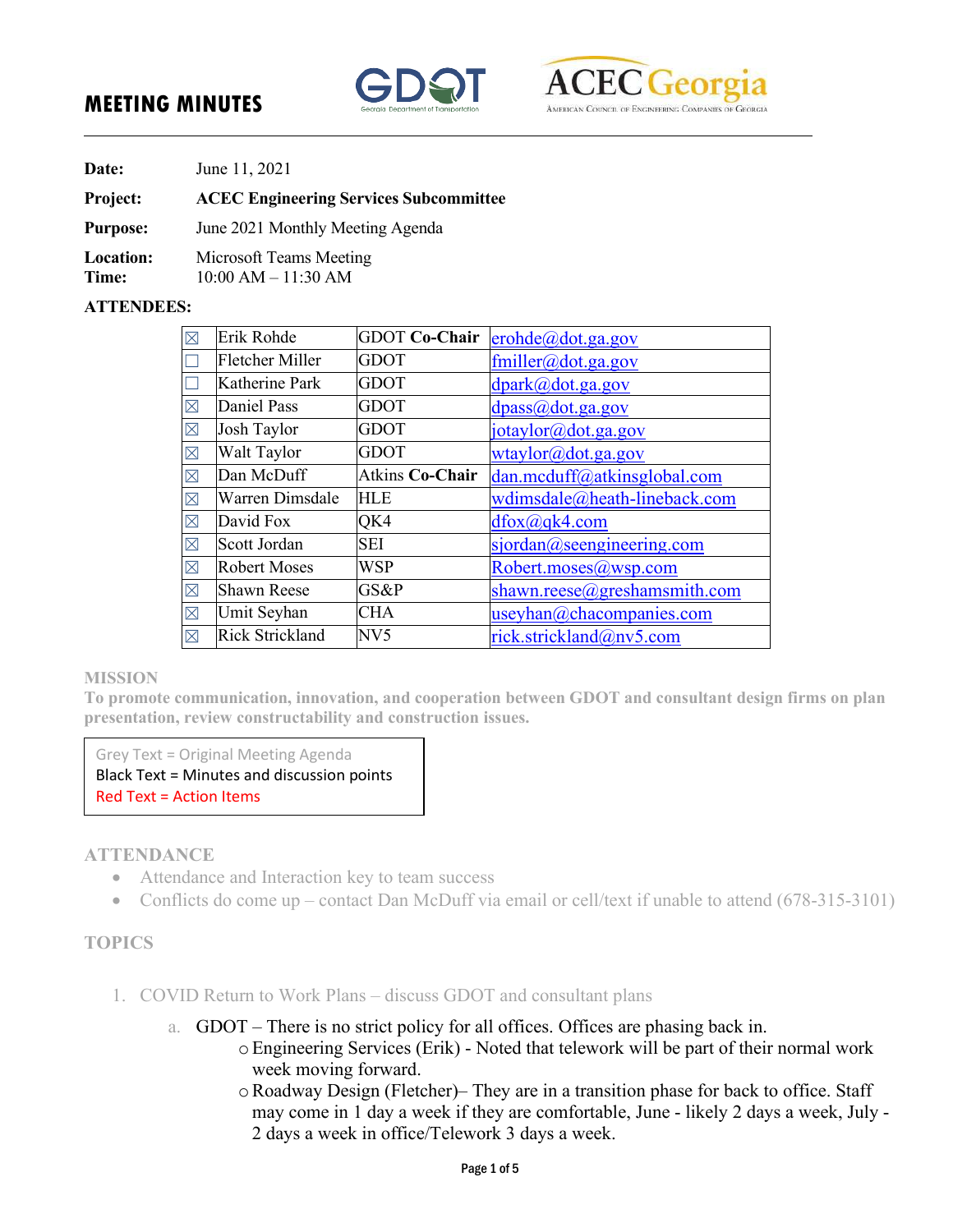# MEETING MINUTES

**Date:** June 11, 2021

**Project:** **ACEC Engineering Services Subcommittee**

**Purpose:** June 2021 Monthly Meeting Agenda

**Location:** Microsoft Teams Meeting

**Time:** 10:00 AM – 11:30 AM

**ATTENDEES:**

| | | | |
|---|---|---|---|
| ☒ | Erik Rohde | GDOT **Co-Chair** | erohde@dot.ga.gov |
| ☐ | Fletcher Miller | GDOT | fmiller@dot.ga.gov |
| ☐ | Katherine Park | GDOT | dpark@dot.ga.gov |
| ☒ | Daniel Pass | GDOT | dpass@dot.ga.gov |
| ☒ | Josh Taylor | GDOT | jotaylor@dot.ga.gov |
| ☒ | Walt Taylor | GDOT | wtaylor@dot.ga.gov |
| ☒ | Dan McDuff | Atkins **Co-Chair** | dan.mcduff@atkinsglobal.com |
| ☒ | Warren Dimsdale | HLE | wdimsdale@heath-lineback.com |
| ☒ | David Fox | QK4 | dfox@qk4.com |
| ☒ | Scott Jordan | SEI | sjordan@seengineering.com |
| ☒ | Robert Moses | WSP | Robert.moses@wsp.com |
| ☒ | Shawn Reese | GS&P | shawn.reese@greshamsmith.com |
| ☒ | Umit Seyhan | CHA | useyhan@chacompanies.com |
| ☒ | Rick Strickland | NV5 | rick.strickland@nv5.com |

**MISSION**

**To promote communication, innovation, and cooperation between GDOT and consultant design firms on plan presentation, review constructability and construction issues.**

> Grey Text = Original Meeting Agenda
> Black Text = Minutes and discussion points
> Red Text = Action Items

**ATTENDANCE**

- Attendance and Interaction key to team success
- Conflicts do come up – contact Dan McDuff via email or cell/text if unable to attend (678-315-3101)

**TOPICS**

1. COVID Return to Work Plans – discuss GDOT and consultant plans
   a. GDOT – There is no strict policy for all offices. Offices are phasing back in.
      - Engineering Services (Erik) - Noted that telework will be part of their normal work week moving forward.
      - Roadway Design (Fletcher)– They are in a transition phase for back to office. Staff may come in 1 day a week if they are comfortable, June - likely 2 days a week, July - 2 days a week in office/Telework 3 days a week.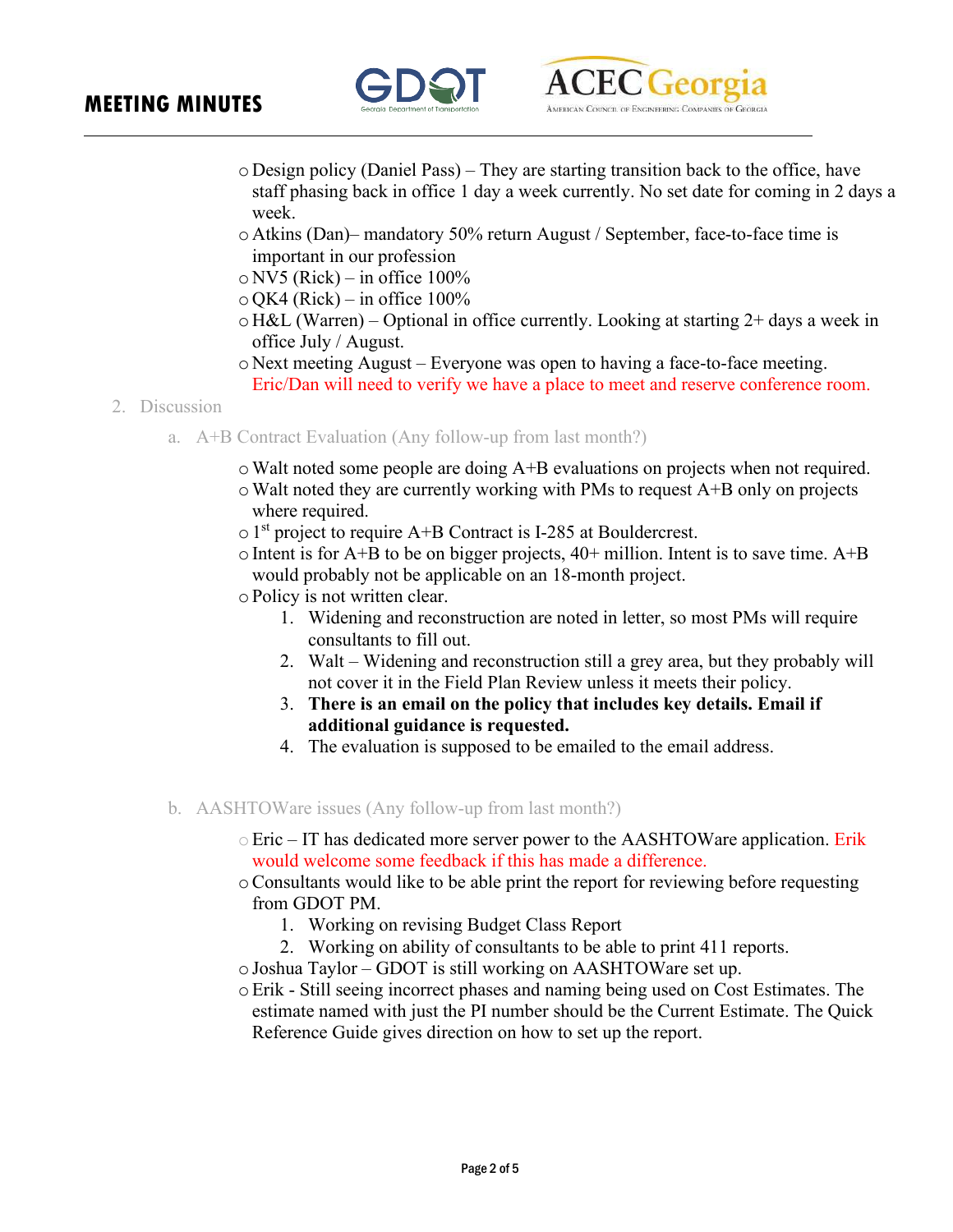- Design policy (Daniel Pass) – They are starting transition back to the office, have staff phasing back in office 1 day a week currently. No set date for coming in 2 days a week.
- Atkins (Dan)– mandatory 50% return August / September, face-to-face time is important in our profession
- NV5 (Rick) – in office 100%
- QK4 (Rick) – in office 100%
- H&L (Warren) – Optional in office currently. Looking at starting 2+ days a week in office July / August.
- Next meeting August – Everyone was open to having a face-to-face meeting. Eric/Dan will need to verify we have a place to meet and reserve conference room.

2. Discussion

   a. A+B Contract Evaluation (Any follow-up from last month?)

   - Walt noted some people are doing A+B evaluations on projects when not required.
   - Walt noted they are currently working with PMs to request A+B only on projects where required.
   - 1st project to require A+B Contract is I-285 at Bouldercrest.
   - Intent is for A+B to be on bigger projects, 40+ million. Intent is to save time. A+B would probably not be applicable on an 18-month project.
   - Policy is not written clear.
     1. Widening and reconstruction are noted in letter, so most PMs will require consultants to fill out.
     2. Walt – Widening and reconstruction still a grey area, but they probably will not cover it in the Field Plan Review unless it meets their policy.
     3. **There is an email on the policy that includes key details. Email if additional guidance is requested.**
     4. The evaluation is supposed to be emailed to the email address.

   b. AASHTOWare issues (Any follow-up from last month?)

   - Eric – IT has dedicated more server power to the AASHTOWare application. Erik would welcome some feedback if this has made a difference.
   - Consultants would like to be able print the report for reviewing before requesting from GDOT PM.
     1. Working on revising Budget Class Report
     2. Working on ability of consultants to be able to print 411 reports.
   - Joshua Taylor – GDOT is still working on AASHTOWare set up.
   - Erik - Still seeing incorrect phases and naming being used on Cost Estimates. The estimate named with just the PI number should be the Current Estimate. The Quick Reference Guide gives direction on how to set up the report.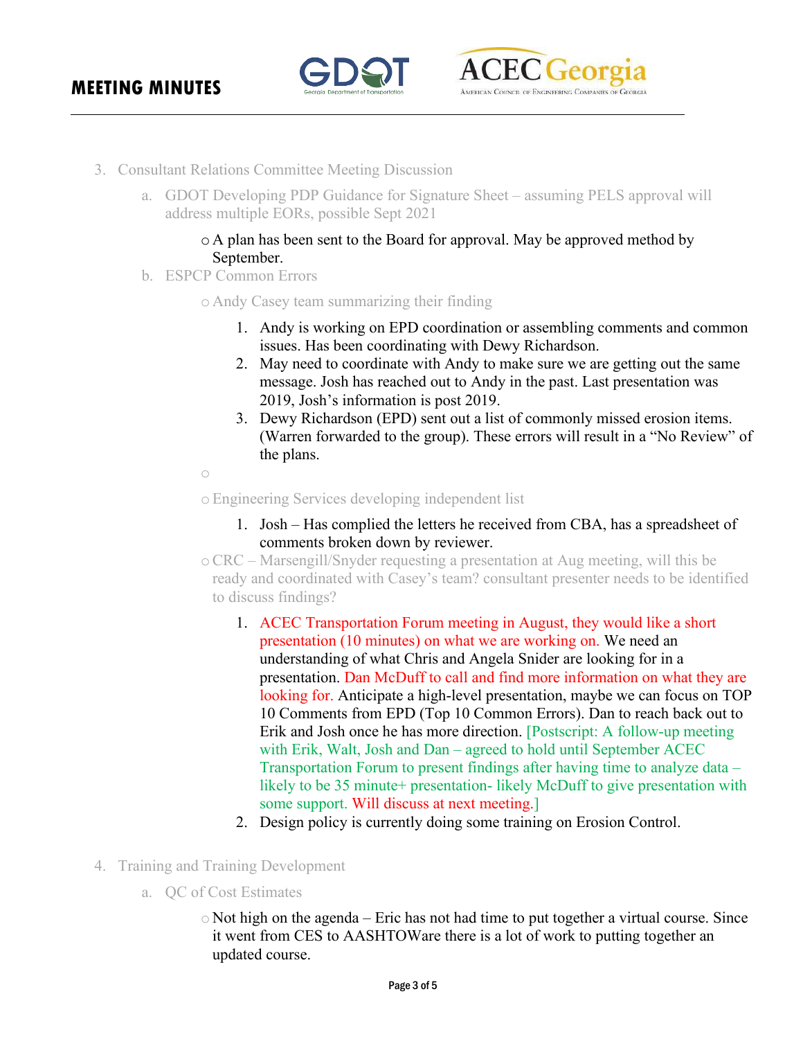3. Consultant Relations Committee Meeting Discussion
   a. GDOT Developing PDP Guidance for Signature Sheet – assuming PELS approval will address multiple EORs, possible Sept 2021
      - A plan has been sent to the Board for approval. May be approved method by September.
   b. ESPCP Common Errors
      - Andy Casey team summarizing their finding
         1. Andy is working on EPD coordination or assembling comments and common issues. Has been coordinating with Dewy Richardson.
         2. May need to coordinate with Andy to make sure we are getting out the same message. Josh has reached out to Andy in the past. Last presentation was 2019, Josh's information is post 2019.
         3. Dewy Richardson (EPD) sent out a list of commonly missed erosion items. (Warren forwarded to the group). These errors will result in a "No Review" of the plans.
      - 
      - Engineering Services developing independent list
         1. Josh – Has complied the letters he received from CBA, has a spreadsheet of comments broken down by reviewer.
      - CRC – Marsengill/Snyder requesting a presentation at Aug meeting, will this be ready and coordinated with Casey's team? consultant presenter needs to be identified to discuss findings?
         1. ACEC Transportation Forum meeting in August, they would like a short presentation (10 minutes) on what we are working on. We need an understanding of what Chris and Angela Snider are looking for in a presentation. Dan McDuff to call and find more information on what they are looking for. Anticipate a high-level presentation, maybe we can focus on TOP 10 Comments from EPD (Top 10 Common Errors). Dan to reach back out to Erik and Josh once he has more direction. [Postscript: A follow-up meeting with Erik, Walt, Josh and Dan – agreed to hold until September ACEC Transportation Forum to present findings after having time to analyze data – likely to be 35 minute+ presentation- likely McDuff to give presentation with some support. Will discuss at next meeting.]
         2. Design policy is currently doing some training on Erosion Control.

4. Training and Training Development
   a. QC of Cost Estimates
      - Not high on the agenda – Eric has not had time to put together a virtual course. Since it went from CES to AASHTOWare there is a lot of work to putting together an updated course.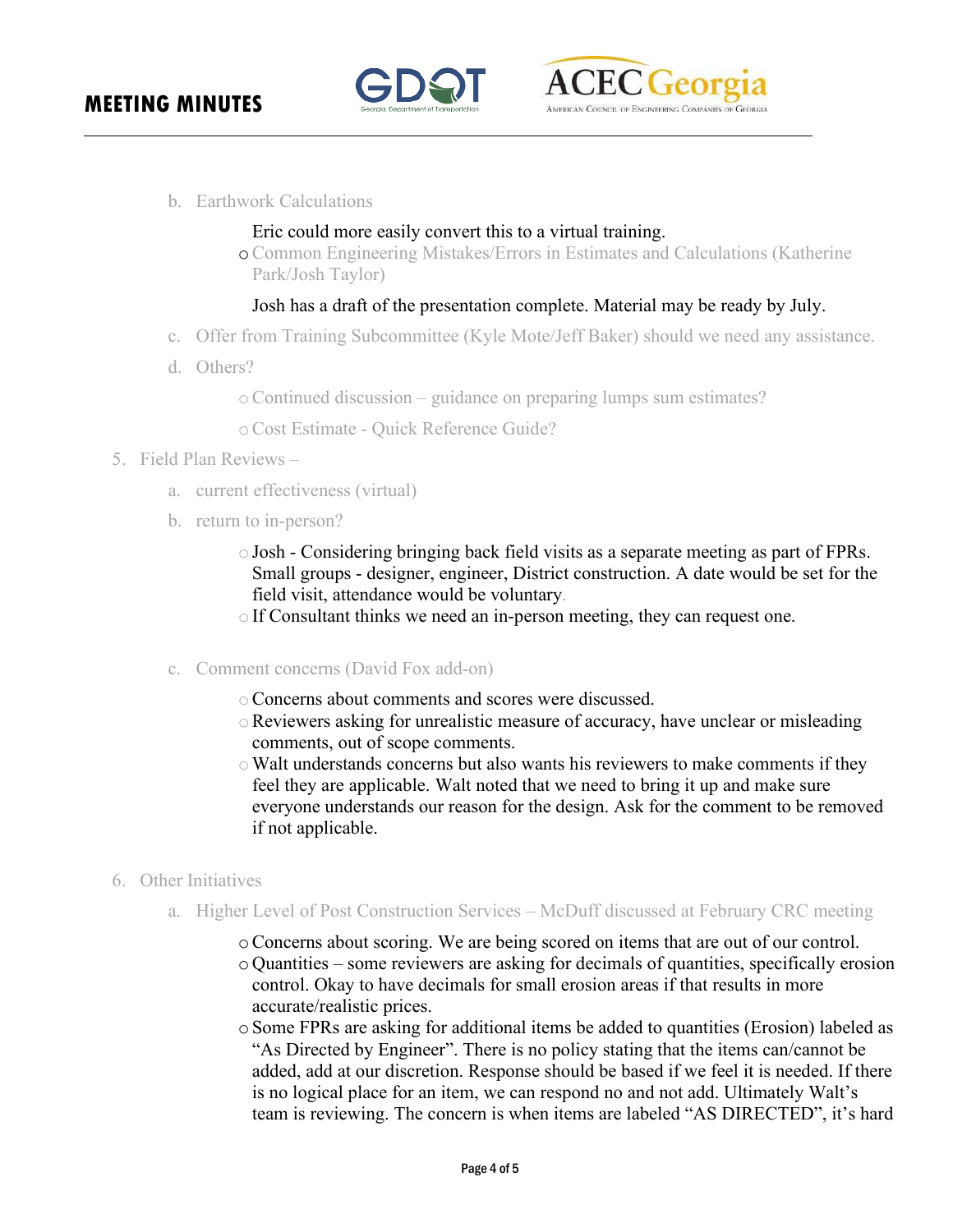b. Earthwork Calculations

   Eric could more easily convert this to a virtual training.

   - Common Engineering Mistakes/Errors in Estimates and Calculations (Katherine Park/Josh Taylor)

     Josh has a draft of the presentation complete. Material may be ready by July.

c. Offer from Training Subcommittee (Kyle Mote/Jeff Baker) should we need any assistance.

d. Others?

   - Continued discussion – guidance on preparing lumps sum estimates?
   - Cost Estimate - Quick Reference Guide?

5. Field Plan Reviews –

   a. current effectiveness (virtual)

   b. return to in-person?

      - Josh - Considering bringing back field visits as a separate meeting as part of FPRs. Small groups - designer, engineer, District construction. A date would be set for the field visit, attendance would be voluntary.
      - If Consultant thinks we need an in-person meeting, they can request one.

   c. Comment concerns (David Fox add-on)

      - Concerns about comments and scores were discussed.
      - Reviewers asking for unrealistic measure of accuracy, have unclear or misleading comments, out of scope comments.
      - Walt understands concerns but also wants his reviewers to make comments if they feel they are applicable. Walt noted that we need to bring it up and make sure everyone understands our reason for the design. Ask for the comment to be removed if not applicable.

6. Other Initiatives

   a. Higher Level of Post Construction Services – McDuff discussed at February CRC meeting

      - Concerns about scoring. We are being scored on items that are out of our control.
      - Quantities – some reviewers are asking for decimals of quantities, specifically erosion control. Okay to have decimals for small erosion areas if that results in more accurate/realistic prices.
      - Some FPRs are asking for additional items be added to quantities (Erosion) labeled as "As Directed by Engineer". There is no policy stating that the items can/cannot be added, add at our discretion. Response should be based if we feel it is needed. If there is no logical place for an item, we can respond no and not add. Ultimately Walt's team is reviewing. The concern is when items are labeled "AS DIRECTED", it's hard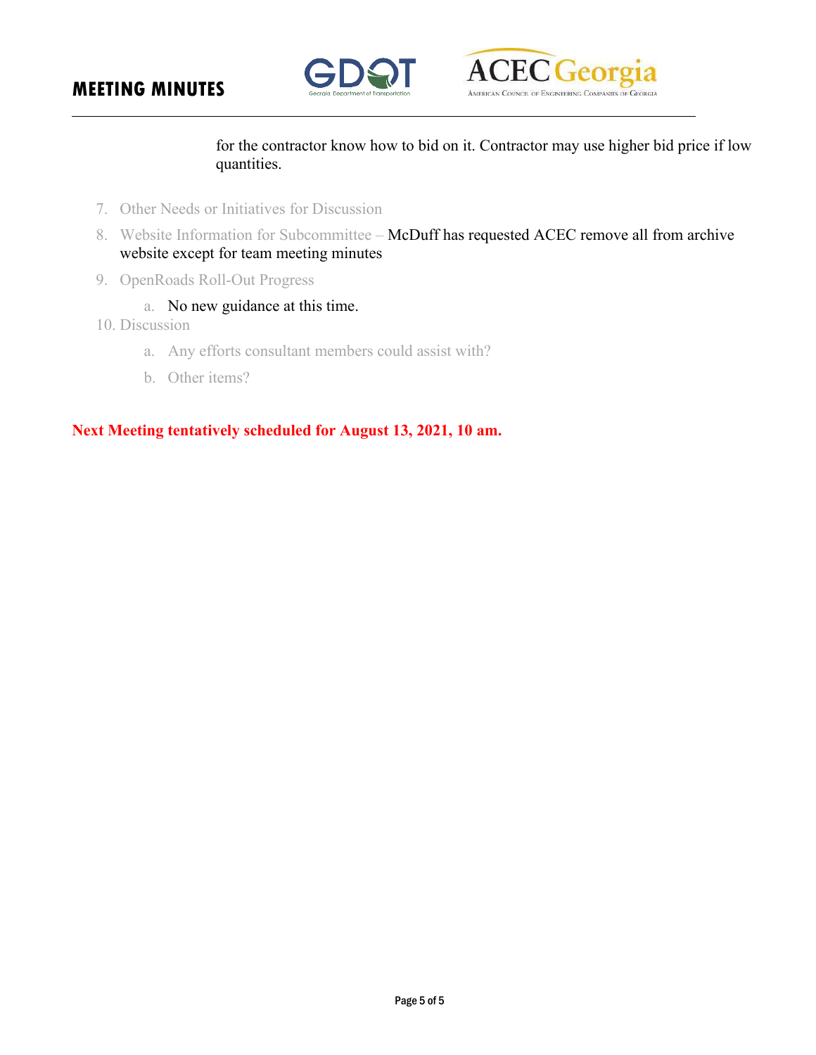for the contractor know how to bid on it. Contractor may use higher bid price if low quantities.

7. Other Needs or Initiatives for Discussion
8. Website Information for Subcommittee – McDuff has requested ACEC remove all from archive website except for team meeting minutes
9. OpenRoads Roll-Out Progress
   a. No new guidance at this time.
10. Discussion
    a. Any efforts consultant members could assist with?
    b. Other items?

**Next Meeting tentatively scheduled for August 13, 2021, 10 am.**